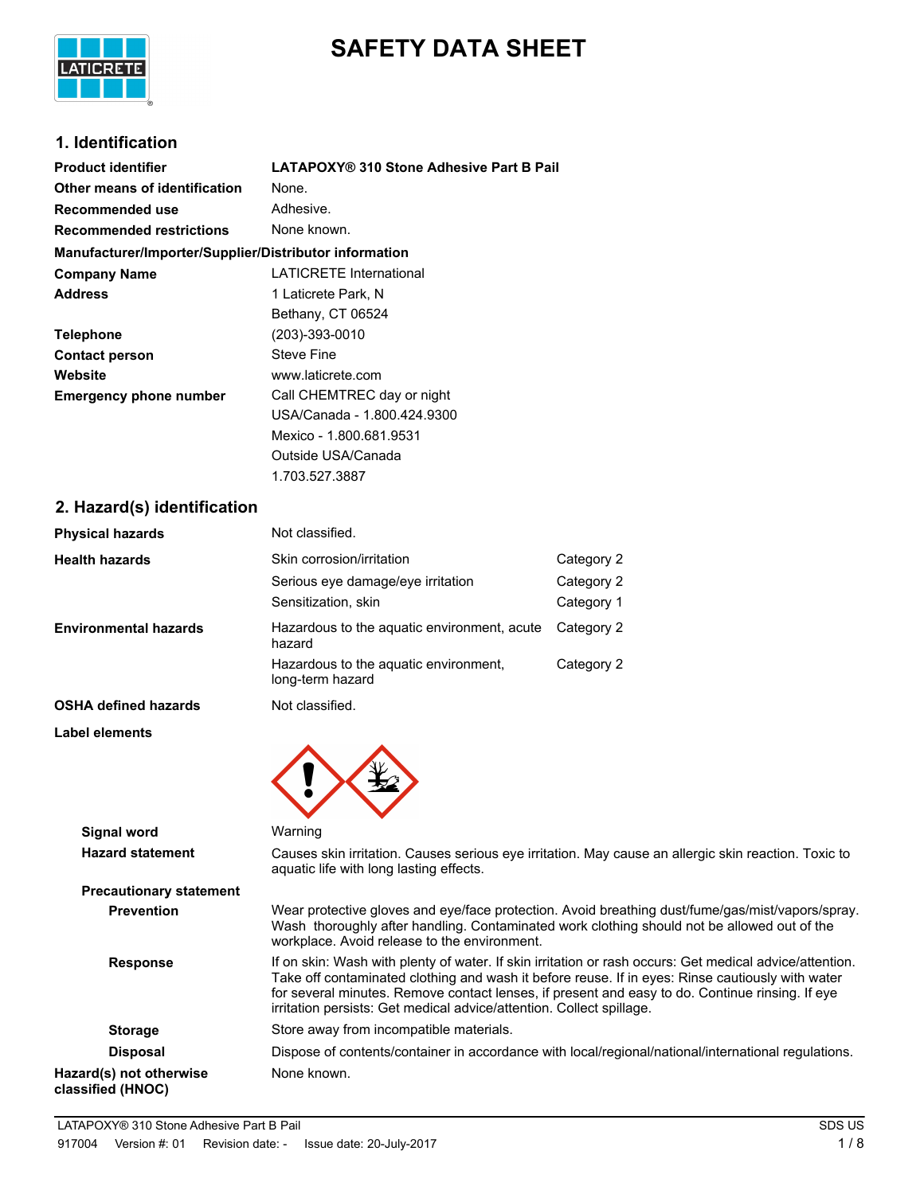# SAFETY DATA SHEET

## 1. Identification

| | |
|---|---|
| **Product identifier** | **LATAPOXY® 310 Stone Adhesive Part B Pail** |
| **Other means of identification** | None. |
| **Recommended use** | Adhesive. |
| **Recommended restrictions** | None known. |

**Manufacturer/Importer/Supplier/Distributor information**

| | |
|---|---|
| **Company Name** | LATICRETE International |
| **Address** | 1 Laticrete Park, N<br>Bethany, CT 06524 |
| **Telephone** | (203)-393-0010 |
| **Contact person** | Steve Fine |
| **Website** | www.laticrete.com |
| **Emergency phone number** | Call CHEMTREC day or night<br>USA/Canada - 1.800.424.9300<br>Mexico - 1.800.681.9531<br>Outside USA/Canada<br>1.703.527.3887 |

## 2. Hazard(s) identification

| | | |
|---|---|---|
| **Physical hazards** | Not classified. | |
| **Health hazards** | Skin corrosion/irritation | Category 2 |
| | Serious eye damage/eye irritation | Category 2 |
| | Sensitization, skin | Category 1 |
| **Environmental hazards** | Hazardous to the aquatic environment, acute hazard | Category 2 |
| | Hazardous to the aquatic environment, long-term hazard | Category 2 |
| **OSHA defined hazards** | Not classified. | |

**Label elements**

**Signal word** Warning

**Hazard statement** Causes skin irritation. Causes serious eye irritation. May cause an allergic skin reaction. Toxic to aquatic life with long lasting effects.

**Precautionary statement**

**Prevention** Wear protective gloves and eye/face protection. Avoid breathing dust/fume/gas/mist/vapors/spray. Wash thoroughly after handling. Contaminated work clothing should not be allowed out of the workplace. Avoid release to the environment.

**Response** If on skin: Wash with plenty of water. If skin irritation or rash occurs: Get medical advice/attention. Take off contaminated clothing and wash it before reuse. If in eyes: Rinse cautiously with water for several minutes. Remove contact lenses, if present and easy to do. Continue rinsing. If eye irritation persists: Get medical advice/attention. Collect spillage.

**Storage** Store away from incompatible materials.

**Disposal** Dispose of contents/container in accordance with local/regional/national/international regulations.

**Hazard(s) not otherwise classified (HNOC)** None known.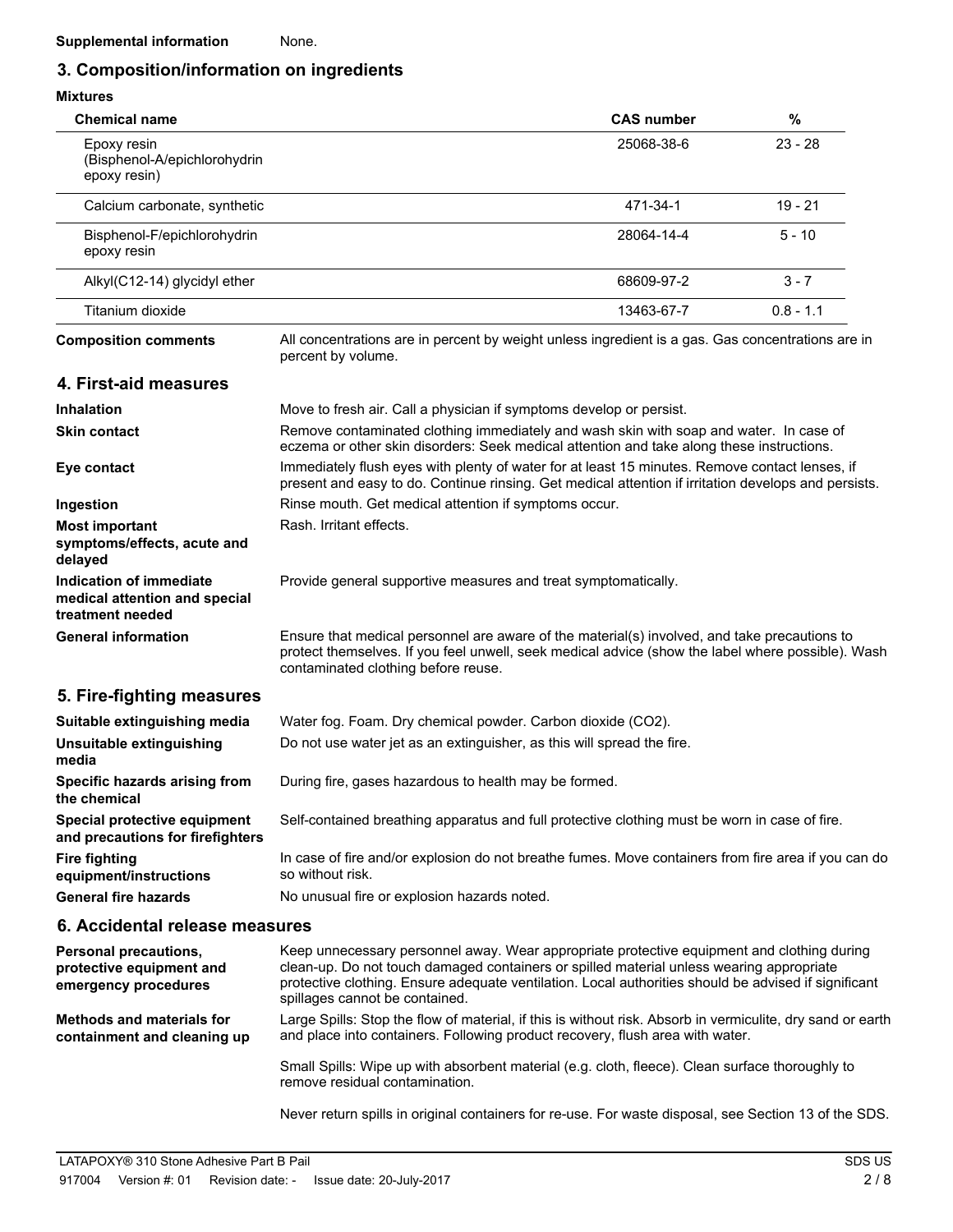**Supplemental information** None.

## 3. Composition/information on ingredients

**Mixtures**

| Chemical name | CAS number | % |
|---|---|---|
| Epoxy resin (Bisphenol-A/epichlorohydrin epoxy resin) | 25068-38-6 | 23 - 28 |
| Calcium carbonate, synthetic | 471-34-1 | 19 - 21 |
| Bisphenol-F/epichlorohydrin epoxy resin | 28064-14-4 | 5 - 10 |
| Alkyl(C12-14) glycidyl ether | 68609-97-2 | 3 - 7 |
| Titanium dioxide | 13463-67-7 | 0.8 - 1.1 |

**Composition comments** All concentrations are in percent by weight unless ingredient is a gas. Gas concentrations are in percent by volume.

## 4. First-aid measures

**Inhalation** Move to fresh air. Call a physician if symptoms develop or persist.

**Skin contact** Remove contaminated clothing immediately and wash skin with soap and water. In case of eczema or other skin disorders: Seek medical attention and take along these instructions.

**Eye contact** Immediately flush eyes with plenty of water for at least 15 minutes. Remove contact lenses, if present and easy to do. Continue rinsing. Get medical attention if irritation develops and persists.

**Ingestion** Rinse mouth. Get medical attention if symptoms occur.

**Most important symptoms/effects, acute and delayed** Rash. Irritant effects.

**Indication of immediate medical attention and special treatment needed** Provide general supportive measures and treat symptomatically.

**General information** Ensure that medical personnel are aware of the material(s) involved, and take precautions to protect themselves. If you feel unwell, seek medical advice (show the label where possible). Wash contaminated clothing before reuse.

## 5. Fire-fighting measures

**Suitable extinguishing media** Water fog. Foam. Dry chemical powder. Carbon dioxide ($CO_2$).

**Unsuitable extinguishing media** Do not use water jet as an extinguisher, as this will spread the fire.

**Specific hazards arising from the chemical** During fire, gases hazardous to health may be formed.

**Special protective equipment and precautions for firefighters** Self-contained breathing apparatus and full protective clothing must be worn in case of fire.

**Fire fighting equipment/instructions** In case of fire and/or explosion do not breathe fumes. Move containers from fire area if you can do so without risk.

**General fire hazards** No unusual fire or explosion hazards noted.

## 6. Accidental release measures

**Personal precautions, protective equipment and emergency procedures** Keep unnecessary personnel away. Wear appropriate protective equipment and clothing during clean-up. Do not touch damaged containers or spilled material unless wearing appropriate protective clothing. Ensure adequate ventilation. Local authorities should be advised if significant spillages cannot be contained.

**Methods and materials for containment and cleaning up** Large Spills: Stop the flow of material, if this is without risk. Absorb in vermiculite, dry sand or earth and place into containers. Following product recovery, flush area with water.

Small Spills: Wipe up with absorbent material (e.g. cloth, fleece). Clean surface thoroughly to remove residual contamination.

Never return spills in original containers for re-use. For waste disposal, see Section 13 of the SDS.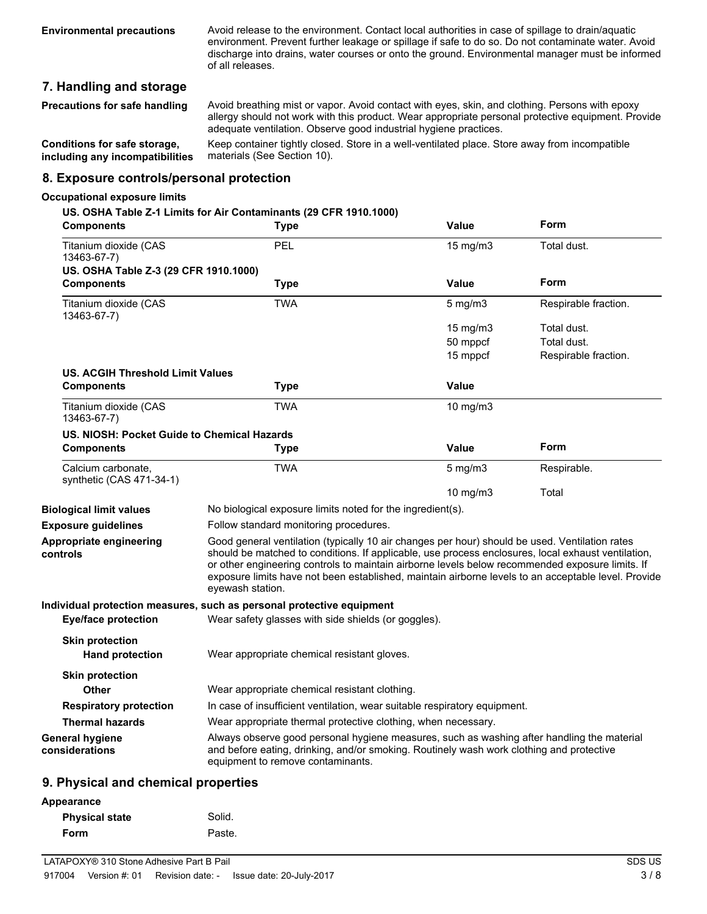**Environmental precautions**

Avoid release to the environment. Contact local authorities in case of spillage to drain/aquatic environment. Prevent further leakage or spillage if safe to do so. Do not contaminate water. Avoid discharge into drains, water courses or onto the ground. Environmental manager must be informed of all releases.

## 7. Handling and storage

**Precautions for safe handling**

Avoid breathing mist or vapor. Avoid contact with eyes, skin, and clothing. Persons with epoxy allergy should not work with this product. Wear appropriate personal protective equipment. Provide adequate ventilation. Observe good industrial hygiene practices.

**Conditions for safe storage, including any incompatibilities**

Keep container tightly closed. Store in a well-ventilated place. Store away from incompatible materials (See Section 10).

## 8. Exposure controls/personal protection

**Occupational exposure limits**

**US. OSHA Table Z-1 Limits for Air Contaminants (29 CFR 1910.1000)**

| Components | Type | Value | Form |
|---|---|---|---|
| Titanium dioxide (CAS 13463-67-7) | PEL | 15 mg/m3 | Total dust. |

**US. OSHA Table Z-3 (29 CFR 1910.1000)**

| Components | Type | Value | Form |
|---|---|---|---|
| Titanium dioxide (CAS 13463-67-7) | TWA | 5 mg/m3 | Respirable fraction. |
| | | 15 mg/m3 | Total dust. |
| | | 50 mppcf | Total dust. |
| | | 15 mppcf | Respirable fraction. |

**US. ACGIH Threshold Limit Values**

| Components | Type | Value |
|---|---|---|
| Titanium dioxide (CAS 13463-67-7) | TWA | 10 mg/m3 |

**US. NIOSH: Pocket Guide to Chemical Hazards**

| Components | Type | Value | Form |
|---|---|---|---|
| Calcium carbonate, synthetic (CAS 471-34-1) | TWA | 5 mg/m3 | Respirable. |
| | | 10 mg/m3 | Total |

**Biological limit values**

No biological exposure limits noted for the ingredient(s).

**Exposure guidelines**

Follow standard monitoring procedures.

**Appropriate engineering controls**

Good general ventilation (typically 10 air changes per hour) should be used. Ventilation rates should be matched to conditions. If applicable, use process enclosures, local exhaust ventilation, or other engineering controls to maintain airborne levels below recommended exposure limits. If exposure limits have not been established, maintain airborne levels to an acceptable level. Provide eyewash station.

**Individual protection measures, such as personal protective equipment**

**Eye/face protection**

Wear safety glasses with side shields (or goggles).

**Skin protection**

**Hand protection**

Wear appropriate chemical resistant gloves.

**Skin protection**

**Other**

Wear appropriate chemical resistant clothing.

**Respiratory protection**

In case of insufficient ventilation, wear suitable respiratory equipment.

**Thermal hazards**

Wear appropriate thermal protective clothing, when necessary.

**General hygiene considerations**

Always observe good personal hygiene measures, such as washing after handling the material and before eating, drinking, and/or smoking. Routinely wash work clothing and protective equipment to remove contaminants.

## 9. Physical and chemical properties

**Appearance**

**Physical state** Solid.

**Form** Paste.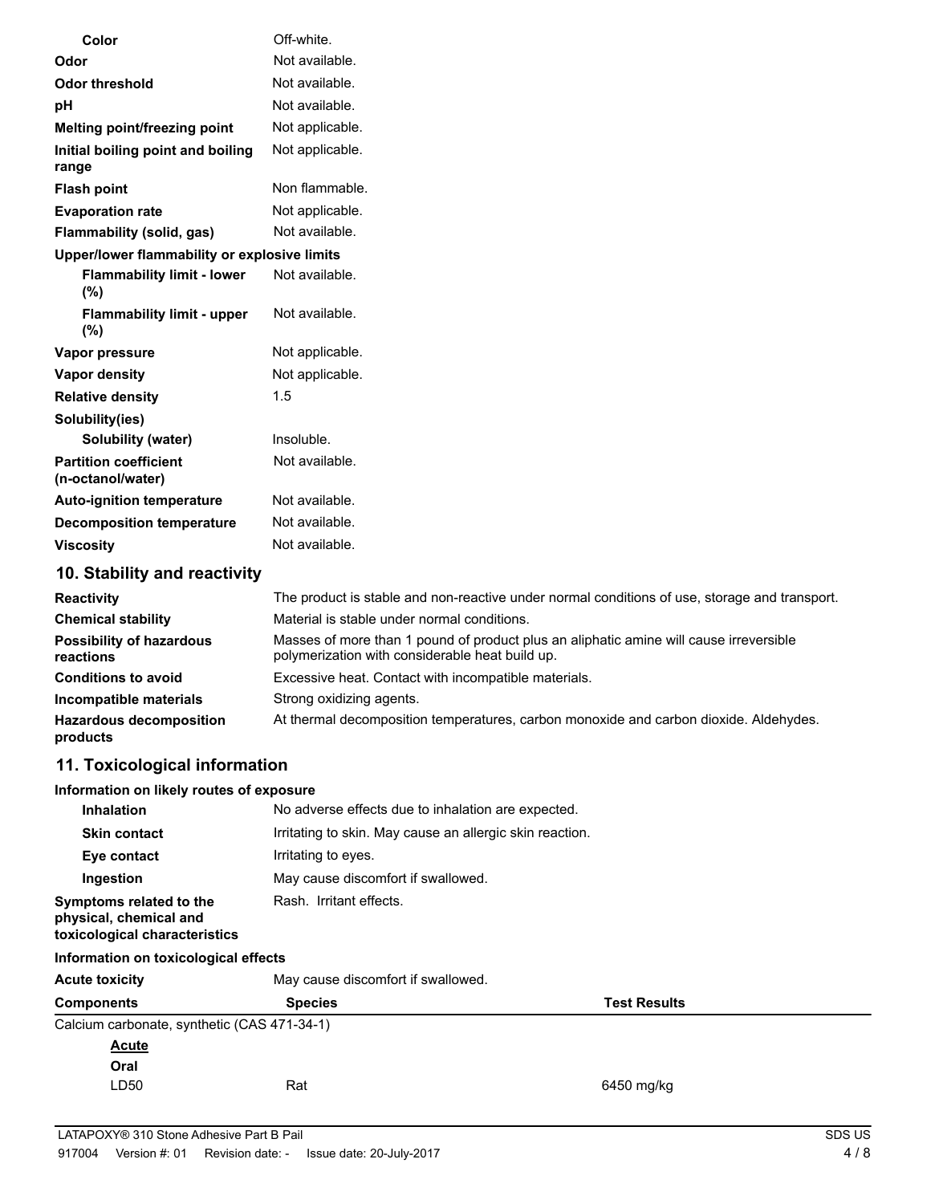| | |
|---|---|
| **Color** | Off-white. |
| **Odor** | Not available. |
| **Odor threshold** | Not available. |
| **pH** | Not available. |
| **Melting point/freezing point** | Not applicable. |
| **Initial boiling point and boiling range** | Not applicable. |
| **Flash point** | Non flammable. |
| **Evaporation rate** | Not applicable. |
| **Flammability (solid, gas)** | Not available. |
| **Upper/lower flammability or explosive limits** | |
| **Flammability limit - lower (%)** | Not available. |
| **Flammability limit - upper (%)** | Not available. |
| **Vapor pressure** | Not applicable. |
| **Vapor density** | Not applicable. |
| **Relative density** | 1.5 |
| **Solubility(ies)** | |
| **Solubility (water)** | Insoluble. |
| **Partition coefficient (n-octanol/water)** | Not available. |
| **Auto-ignition temperature** | Not available. |
| **Decomposition temperature** | Not available. |
| **Viscosity** | Not available. |

## 10. Stability and reactivity

| | |
|---|---|
| **Reactivity** | The product is stable and non-reactive under normal conditions of use, storage and transport. |
| **Chemical stability** | Material is stable under normal conditions. |
| **Possibility of hazardous reactions** | Masses of more than 1 pound of product plus an aliphatic amine will cause irreversible polymerization with considerable heat build up. |
| **Conditions to avoid** | Excessive heat. Contact with incompatible materials. |
| **Incompatible materials** | Strong oxidizing agents. |
| **Hazardous decomposition products** | At thermal decomposition temperatures, carbon monoxide and carbon dioxide. Aldehydes. |

## 11. Toxicological information

**Information on likely routes of exposure**

| | |
|---|---|
| **Inhalation** | No adverse effects due to inhalation are expected. |
| **Skin contact** | Irritating to skin. May cause an allergic skin reaction. |
| **Eye contact** | Irritating to eyes. |
| **Ingestion** | May cause discomfort if swallowed. |
| **Symptoms related to the physical, chemical and toxicological characteristics** | Rash. Irritant effects. |

**Information on toxicological effects**

| | |
|---|---|
| **Acute toxicity** | May cause discomfort if swallowed. |

| Components | Species | Test Results |
|---|---|---|
| Calcium carbonate, synthetic (CAS 471-34-1) | | |
| ***Acute*** | | |
| **Oral** | | |
| LD50 | Rat | 6450 mg/kg |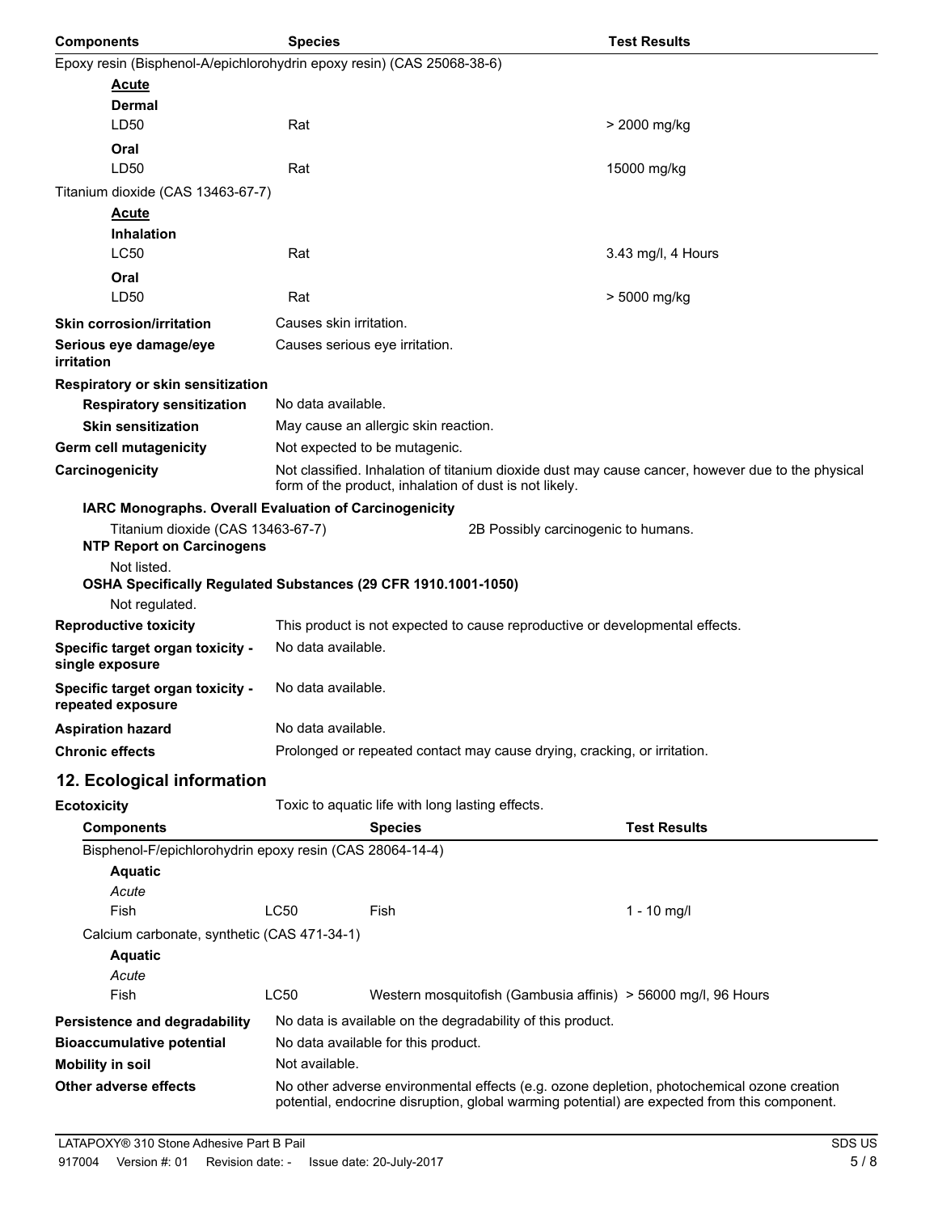| Components | Species | Test Results |
|---|---|---|
| Epoxy resin (Bisphenol-A/epichlorohydrin epoxy resin) (CAS 25068-38-6) | | |
| **Acute** | | |
| **Dermal** | | |
| LD50 | Rat | > 2000 mg/kg |
| **Oral** | | |
| LD50 | Rat | 15000 mg/kg |
| Titanium dioxide (CAS 13463-67-7) | | |
| **Acute** | | |
| **Inhalation** | | |
| LC50 | Rat | 3.43 mg/l, 4 Hours |
| **Oral** | | |
| LD50 | Rat | > 5000 mg/kg |

**Skin corrosion/irritation** Causes skin irritation.

**Serious eye damage/eye irritation** Causes serious eye irritation.

**Respiratory or skin sensitization**

**Respiratory sensitization** No data available.

**Skin sensitization** May cause an allergic skin reaction.

**Germ cell mutagenicity** Not expected to be mutagenic.

**Carcinogenicity** Not classified. Inhalation of titanium dioxide dust may cause cancer, however due to the physical form of the product, inhalation of dust is not likely.

**IARC Monographs. Overall Evaluation of Carcinogenicity**

Titanium dioxide (CAS 13463-67-7) 2B Possibly carcinogenic to humans.

**NTP Report on Carcinogens**

Not listed.

**OSHA Specifically Regulated Substances (29 CFR 1910.1001-1050)**

Not regulated.

**Reproductive toxicity** This product is not expected to cause reproductive or developmental effects.

**Specific target organ toxicity - single exposure** No data available.

**Specific target organ toxicity - repeated exposure** No data available.

**Aspiration hazard** No data available.

**Chronic effects** Prolonged or repeated contact may cause drying, cracking, or irritation.

## 12. Ecological information

**Ecotoxicity** Toxic to aquatic life with long lasting effects.

| Components | | Species | Test Results |
|---|---|---|---|
| Bisphenol-F/epichlorohydrin epoxy resin (CAS 28064-14-4) | | | |
| **Aquatic** | | | |
| *Acute* | | | |
| Fish | LC50 | Fish | 1 - 10 mg/l |
| Calcium carbonate, synthetic (CAS 471-34-1) | | | |
| **Aquatic** | | | |
| *Acute* | | | |
| Fish | LC50 | Western mosquitofish (Gambusia affinis) | > 56000 mg/l, 96 Hours |

**Persistence and degradability** No data is available on the degradability of this product.

**Bioaccumulative potential** No data available for this product.

**Mobility in soil** Not available.

**Other adverse effects** No other adverse environmental effects (e.g. ozone depletion, photochemical ozone creation potential, endocrine disruption, global warming potential) are expected from this component.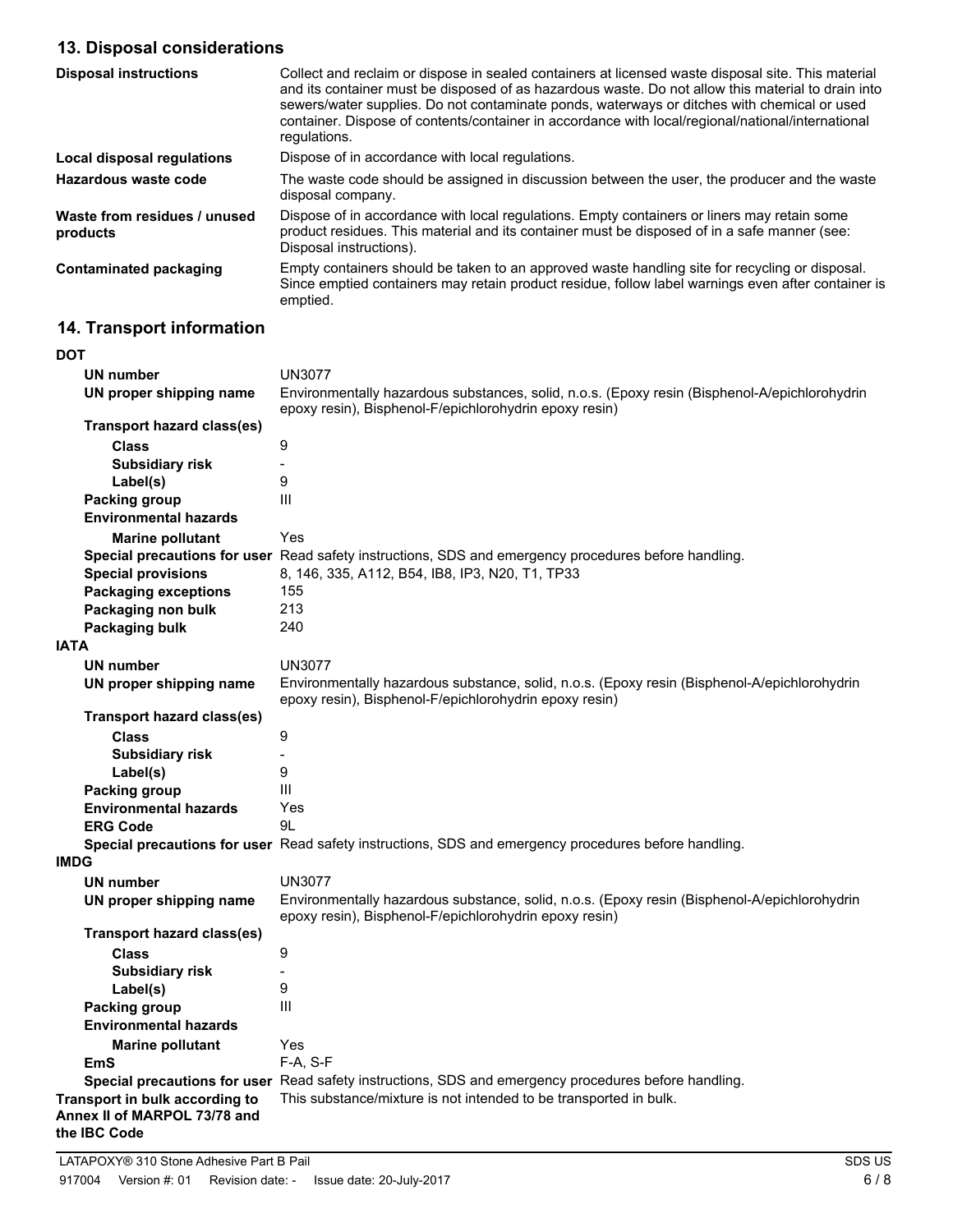## 13. Disposal considerations

| | |
|---|---|
| **Disposal instructions** | Collect and reclaim or dispose in sealed containers at licensed waste disposal site. This material and its container must be disposed of as hazardous waste. Do not allow this material to drain into sewers/water supplies. Do not contaminate ponds, waterways or ditches with chemical or used container. Dispose of contents/container in accordance with local/regional/national/international regulations. |
| **Local disposal regulations** | Dispose of in accordance with local regulations. |
| **Hazardous waste code** | The waste code should be assigned in discussion between the user, the producer and the waste disposal company. |
| **Waste from residues / unused products** | Dispose of in accordance with local regulations. Empty containers or liners may retain some product residues. This material and its container must be disposed of in a safe manner (see: Disposal instructions). |
| **Contaminated packaging** | Empty containers should be taken to an approved waste handling site for recycling or disposal. Since emptied containers may retain product residue, follow label warnings even after container is emptied. |

## 14. Transport information

**DOT**

| | |
|---|---|
| **UN number** | UN3077 |
| **UN proper shipping name** | Environmentally hazardous substances, solid, n.o.s. (Epoxy resin (Bisphenol-A/epichlorohydrin epoxy resin), Bisphenol-F/epichlorohydrin epoxy resin) |
| **Transport hazard class(es)** | |
| **Class** | 9 |
| **Subsidiary risk** | - |
| **Label(s)** | 9 |
| **Packing group** | III |
| **Environmental hazards** | |
| **Marine pollutant** | Yes |
| **Special precautions for user** | Read safety instructions, SDS and emergency procedures before handling. |
| **Special provisions** | 8, 146, 335, A112, B54, IB8, IP3, N20, T1, TP33 |
| **Packaging exceptions** | 155 |
| **Packaging non bulk** | 213 |
| **Packaging bulk** | 240 |

**IATA**

| | |
|---|---|
| **UN number** | UN3077 |
| **UN proper shipping name** | Environmentally hazardous substance, solid, n.o.s. (Epoxy resin (Bisphenol-A/epichlorohydrin epoxy resin), Bisphenol-F/epichlorohydrin epoxy resin) |
| **Transport hazard class(es)** | |
| **Class** | 9 |
| **Subsidiary risk** | - |
| **Label(s)** | 9 |
| **Packing group** | III |
| **Environmental hazards** | Yes |
| **ERG Code** | 9L |
| **Special precautions for user** | Read safety instructions, SDS and emergency procedures before handling. |

**IMDG**

| | |
|---|---|
| **UN number** | UN3077 |
| **UN proper shipping name** | Environmentally hazardous substance, solid, n.o.s. (Epoxy resin (Bisphenol-A/epichlorohydrin epoxy resin), Bisphenol-F/epichlorohydrin epoxy resin) |
| **Transport hazard class(es)** | |
| **Class** | 9 |
| **Subsidiary risk** | - |
| **Label(s)** | 9 |
| **Packing group** | III |
| **Environmental hazards** | |
| **Marine pollutant** | Yes |
| **EmS** | F-A, S-F |
| **Special precautions for user** | Read safety instructions, SDS and emergency procedures before handling. |

| | |
|---|---|
| **Transport in bulk according to Annex II of MARPOL 73/78 and the IBC Code** | This substance/mixture is not intended to be transported in bulk. |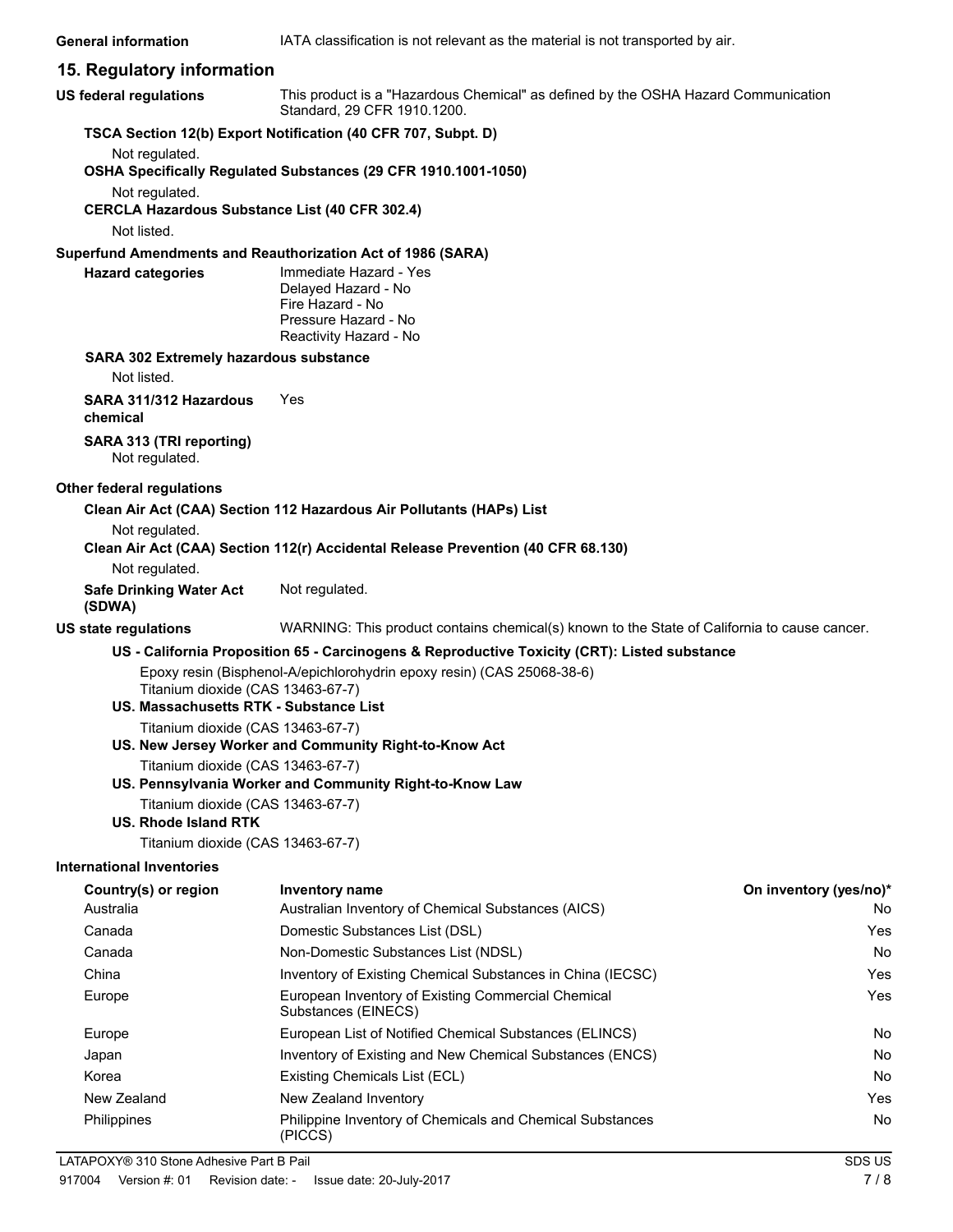**General information** IATA classification is not relevant as the material is not transported by air.

## 15. Regulatory information

**US federal regulations** This product is a "Hazardous Chemical" as defined by the OSHA Hazard Communication Standard, 29 CFR 1910.1200.

**TSCA Section 12(b) Export Notification (40 CFR 707, Subpt. D)**

Not regulated.

**OSHA Specifically Regulated Substances (29 CFR 1910.1001-1050)**

Not regulated.

**CERCLA Hazardous Substance List (40 CFR 302.4)**

Not listed.

**Superfund Amendments and Reauthorization Act of 1986 (SARA)**

**Hazard categories**
Immediate Hazard - Yes
Delayed Hazard - No
Fire Hazard - No
Pressure Hazard - No
Reactivity Hazard - No

**SARA 302 Extremely hazardous substance**

Not listed.

**SARA 311/312 Hazardous chemical** Yes

**SARA 313 (TRI reporting)**

Not regulated.

**Other federal regulations**

**Clean Air Act (CAA) Section 112 Hazardous Air Pollutants (HAPs) List**

Not regulated.

**Clean Air Act (CAA) Section 112(r) Accidental Release Prevention (40 CFR 68.130)**

Not regulated.

**Safe Drinking Water Act (SDWA)** Not regulated.

**US state regulations** WARNING: This product contains chemical(s) known to the State of California to cause cancer.

**US - California Proposition 65 - Carcinogens & Reproductive Toxicity (CRT): Listed substance**

Epoxy resin (Bisphenol-A/epichlorohydrin epoxy resin) (CAS 25068-38-6)
Titanium dioxide (CAS 13463-67-7)

**US. Massachusetts RTK - Substance List**

Titanium dioxide (CAS 13463-67-7)

**US. New Jersey Worker and Community Right-to-Know Act**

Titanium dioxide (CAS 13463-67-7)

**US. Pennsylvania Worker and Community Right-to-Know Law**

Titanium dioxide (CAS 13463-67-7)

**US. Rhode Island RTK**

Titanium dioxide (CAS 13463-67-7)

**International Inventories**

| Country(s) or region | Inventory name | On inventory (yes/no)* |
|---|---|---|
| Australia | Australian Inventory of Chemical Substances (AICS) | No |
| Canada | Domestic Substances List (DSL) | Yes |
| Canada | Non-Domestic Substances List (NDSL) | No |
| China | Inventory of Existing Chemical Substances in China (IECSC) | Yes |
| Europe | European Inventory of Existing Commercial Chemical Substances (EINECS) | Yes |
| Europe | European List of Notified Chemical Substances (ELINCS) | No |
| Japan | Inventory of Existing and New Chemical Substances (ENCS) | No |
| Korea | Existing Chemicals List (ECL) | No |
| New Zealand | New Zealand Inventory | Yes |
| Philippines | Philippine Inventory of Chemicals and Chemical Substances (PICCS) | No |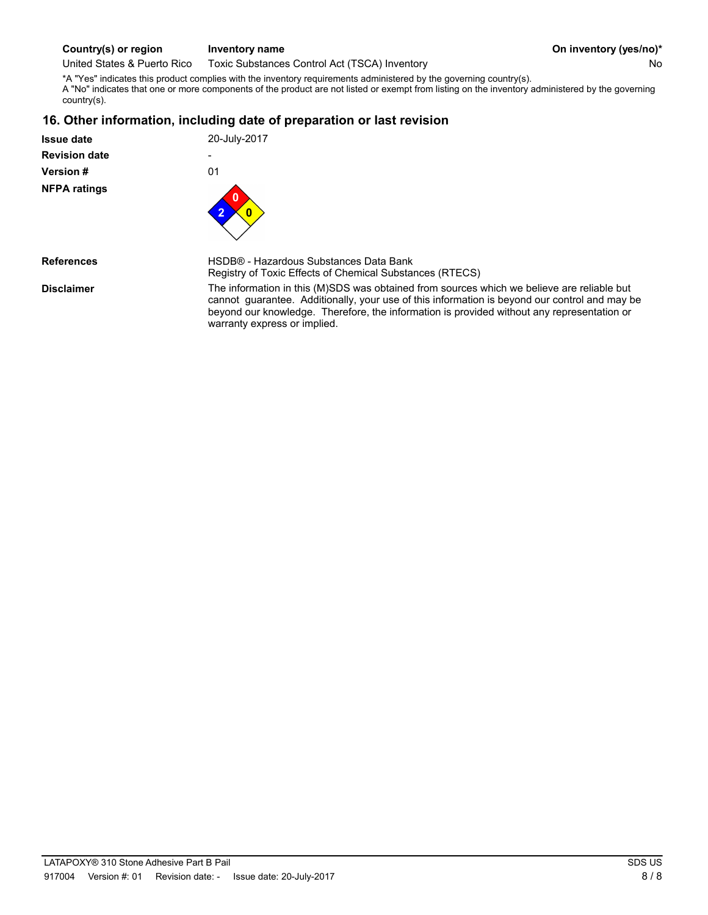| Country(s) or region | Inventory name | On inventory (yes/no)* |
| --- | --- | --- |
| United States & Puerto Rico | Toxic Substances Control Act (TSCA) Inventory | No |

*A "Yes" indicates this product complies with the inventory requirements administered by the governing country(s).
A "No" indicates that one or more components of the product are not listed or exempt from listing on the inventory administered by the governing country(s).

## 16. Other information, including date of preparation or last revision

**Issue date** 20-July-2017

**Revision date** -

**Version #** 01

**NFPA ratings**

0
2 0

**References** HSDB® - Hazardous Substances Data Bank
Registry of Toxic Effects of Chemical Substances (RTECS)

**Disclaimer** The information in this (M)SDS was obtained from sources which we believe are reliable but cannot guarantee. Additionally, your use of this information is beyond our control and may be beyond our knowledge. Therefore, the information is provided without any representation or warranty express or implied.